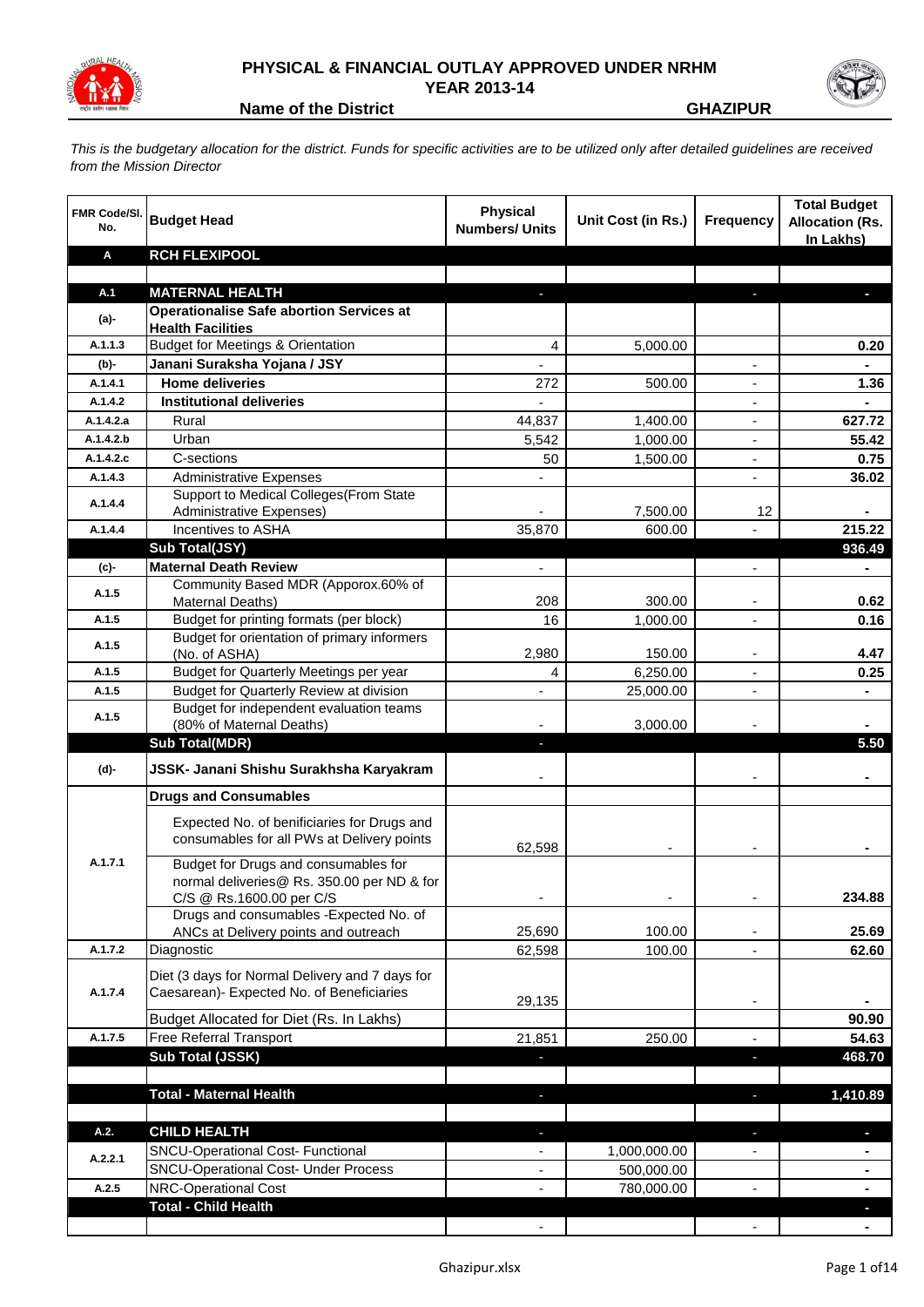# PHYSICAL & FINANCIAL OUTLAY APPROVED UNDER NRHM
## YEAR 2013-14

**Name of the District** **GHAZIPUR**

*This is the budgetary allocation for the district. Funds for specific activities are to be utilized only after detailed guidelines are received from the Mission Director*

| FMR Code/Sl. No. | Budget Head | Physical Numbers/ Units | Unit Cost (in Rs.) | Frequency | Total Budget Allocation (Rs. In Lakhs) |
|---|---|---|---|---|---|
| **A** | **RCH FLEXIPOOL** | | | | |
| | | | | | |
| **A.1** | **MATERNAL HEALTH** | - | | - | - |
| **(a)-** | **Operationalise Safe abortion Services at Health Facilities** | | | | |
| A.1.1.3 | Budget for Meetings & Orientation | 4 | 5,000.00 | | 0.20 |
| **(b)-** | **Janani Suraksha Yojana / JSY** | - | | - | - |
| A.1.4.1 | **Home deliveries** | 272 | 500.00 | - | 1.36 |
| A.1.4.2 | **Institutional deliveries** | - | | - | - |
| A.1.4.2.a | Rural | 44,837 | 1,400.00 | - | 627.72 |
| A.1.4.2.b | Urban | 5,542 | 1,000.00 | - | 55.42 |
| A.1.4.2.c | C-sections | 50 | 1,500.00 | - | 0.75 |
| A.1.4.3 | Administrative Expenses | - | | - | 36.02 |
| A.1.4.4 | Support to Medical Colleges(From State Administrative Expenses) | - | 7,500.00 | 12 | - |
| A.1.4.4 | Incentives to ASHA | 35,870 | 600.00 | - | 215.22 |
| | **Sub Total(JSY)** | | | | **936.49** |
| **(c)-** | **Maternal Death Review** | - | | - | - |
| A.1.5 | Community Based MDR (Apporox.60% of Maternal Deaths) | 208 | 300.00 | - | 0.62 |
| A.1.5 | Budget for printing formats (per block) | 16 | 1,000.00 | - | 0.16 |
| A.1.5 | Budget for orientation of primary informers (No. of ASHA) | 2,980 | 150.00 | - | 4.47 |
| A.1.5 | Budget for Quarterly Meetings per year | 4 | 6,250.00 | - | 0.25 |
| A.1.5 | Budget for Quarterly Review at division | - | 25,000.00 | - | - |
| A.1.5 | Budget for independent evaluation teams (80% of Maternal Deaths) | - | 3,000.00 | - | - |
| | **Sub Total(MDR)** | - | | | **5.50** |
| **(d)-** | **JSSK- Janani Shishu Surakhsha Karyakram** | - | | - | - |
| | **Drugs and Consumables** | | | | |
| A.1.7.1 | Expected No. of benificiaries for Drugs and consumables for all PWs at Delivery points | 62,598 | - | - | - |
| | Budget for Drugs and consumables for normal deliveries@ Rs. 350.00 per ND & for C/S @ Rs.1600.00 per C/S | - | - | - | 234.88 |
| | Drugs and consumables -Expected No. of ANCs at Delivery points and outreach | 25,690 | 100.00 | - | 25.69 |
| A.1.7.2 | Diagnostic | 62,598 | 100.00 | - | 62.60 |
| A.1.7.4 | Diet (3 days for Normal Delivery and 7 days for Caesarean)- Expected No. of Beneficiaries | 29,135 | | - | - |
| | Budget Allocated for Diet (Rs. In Lakhs) | | | | 90.90 |
| A.1.7.5 | Free Referral Transport | 21,851 | 250.00 | - | 54.63 |
| | **Sub Total (JSSK)** | - | | - | **468.70** |
| | | | | | |
| | **Total - Maternal Health** | - | | - | **1,410.89** |
| | | | | | |
| **A.2.** | **CHILD HEALTH** | - | | - | - |
| A.2.2.1 | SNCU-Operational Cost- Functional | - | 1,000,000.00 | - | - |
| | SNCU-Operational Cost- Under Process | - | 500,000.00 | | - |
| A.2.5 | NRC-Operational Cost | - | 780,000.00 | - | - |
| | **Total - Child Health** | | | | - |
| | | - | | - | - |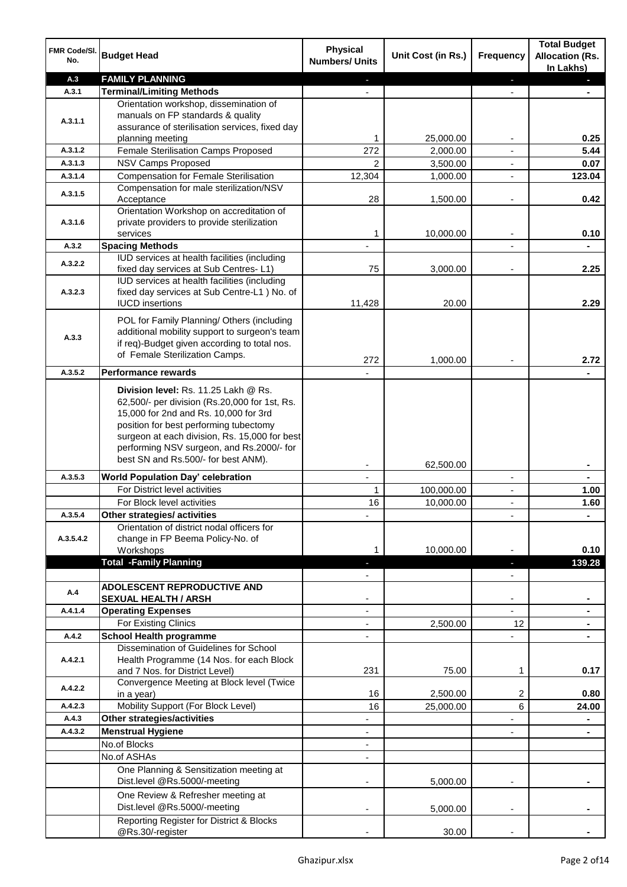| FMR Code/Sl. No. | Budget Head | Physical Numbers/ Units | Unit Cost (in Rs.) | Frequency | Total Budget Allocation (Rs. In Lakhs) |
|---|---|---|---|---|---|
| **A.3** | **FAMILY PLANNING** | - | | - | - |
| **A.3.1** | **Terminal/Limiting Methods** | - | | - | - |
| A.3.1.1 | Orientation workshop, dissemination of manuals on FP standards & quality assurance of sterilisation services, fixed day planning meeting | 1 | 25,000.00 | - | 0.25 |
| A.3.1.2 | Female Sterilisation Camps Proposed | 272 | 2,000.00 | - | 5.44 |
| A.3.1.3 | NSV Camps Proposed | 2 | 3,500.00 | - | 0.07 |
| A.3.1.4 | Compensation for Female Sterilisation | 12,304 | 1,000.00 | - | 123.04 |
| A.3.1.5 | Compensation for male sterilization/NSV Acceptance | 28 | 1,500.00 | - | 0.42 |
| A.3.1.6 | Orientation Workshop on accreditation of private providers to provide sterilization services | 1 | 10,000.00 | - | 0.10 |
| **A.3.2** | **Spacing Methods** | - | | - | - |
| A.3.2.2 | IUD services at health facilities (including fixed day services at Sub Centres- L1) | 75 | 3,000.00 | - | 2.25 |
| A.3.2.3 | IUD services at health facilities (including fixed day services at Sub Centre-L1 ) No. of IUCD insertions | 11,428 | 20.00 | | 2.29 |
| A.3.3 | POL for Family Planning/ Others (including additional mobility support to surgeon's team if req)-Budget given according to total nos. of Female Sterilization Camps. | 272 | 1,000.00 | - | 2.72 |
| **A.3.5.2** | **Performance rewards** | - | | | - |
| | **Division level:** Rs. 11.25 Lakh @ Rs. 62,500/- per division (Rs.20,000 for 1st, Rs. 15,000 for 2nd and Rs. 10,000 for 3rd position for best performing tubectomy surgeon at each division, Rs. 15,000 for best performing NSV surgeon, and Rs.2000/- for best SN and Rs.500/- for best ANM). | - | 62,500.00 | | - |
| **A.3.5.3** | **World Population Day' celebration** | - | | - | - |
| | For District level activities | 1 | 100,000.00 | - | 1.00 |
| | For Block level activities | 16 | 10,000.00 | - | 1.60 |
| **A.3.5.4** | **Other strategies/ activities** | - | | - | - |
| A.3.5.4.2 | Orientation of district nodal officers for change in FP Beema Policy-No. of Workshops | 1 | 10,000.00 | - | 0.10 |
| | **Total -Family Planning** | - | | - | **139.28** |
| | | - | | - | |
| **A.4** | **ADOLESCENT REPRODUCTIVE AND SEXUAL HEALTH / ARSH** | - | | - | - |
| **A.4.1.4** | **Operating Expenses** | - | | - | - |
| | For Existing Clinics | - | 2,500.00 | 12 | - |
| **A.4.2** | **School Health programme** | - | | - | - |
| A.4.2.1 | Dissemination of Guidelines for School Health Programme (14 Nos. for each Block and 7 Nos. for District Level) | 231 | 75.00 | 1 | 0.17 |
| A.4.2.2 | Convergence Meeting at Block level (Twice in a year) | 16 | 2,500.00 | 2 | 0.80 |
| A.4.2.3 | Mobility Support (For Block Level) | 16 | 25,000.00 | 6 | 24.00 |
| **A.4.3** | **Other strategies/activities** | - | | - | - |
| **A.4.3.2** | **Menstrual Hygiene** | - | | - | - |
| | No.of Blocks | - | | | |
| | No.of ASHAs | - | | | |
| | One Planning & Sensitization meeting at Dist.level @Rs.5000/-meeting | - | 5,000.00 | - | - |
| | One Review & Refresher meeting at Dist.level @Rs.5000/-meeting | - | 5,000.00 | - | - |
| | Reporting Register for District & Blocks @Rs.30/-register | - | 30.00 | - | - |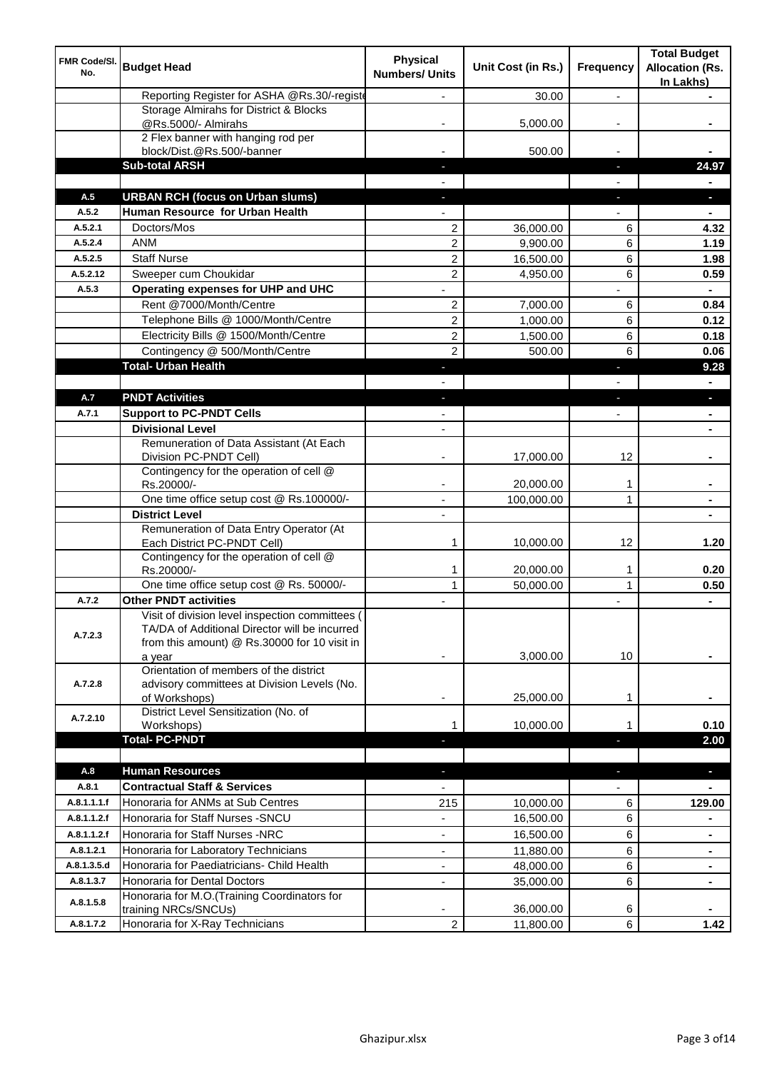| FMR Code/Sl. No. | Budget Head | Physical Numbers/ Units | Unit Cost (in Rs.) | Frequency | Total Budget Allocation (Rs. In Lakhs) |
|---|---|---|---|---|---|
| | Reporting Register for ASHA @Rs.30/-registe | - | 30.00 | - | - |
| | Storage Almirahs for District & Blocks @Rs.5000/- Almirahs | - | 5,000.00 | - | - |
| | 2 Flex banner with hanging rod per block/Dist.@Rs.500/-banner | - | 500.00 | - | - |
| | **Sub-total ARSH** | - | | - | **24.97** |
| | | - | | - | - |
| **A.5** | **URBAN RCH (focus on Urban slums)** | - | | - | - |
| **A.5.2** | **Human Resource for Urban Health** | - | | - | - |
| A.5.2.1 | Doctors/Mos | 2 | 36,000.00 | 6 | **4.32** |
| A.5.2.4 | ANM | 2 | 9,900.00 | 6 | **1.19** |
| A.5.2.5 | Staff Nurse | 2 | 16,500.00 | 6 | **1.98** |
| A.5.2.12 | Sweeper cum Choukidar | 2 | 4,950.00 | 6 | **0.59** |
| **A.5.3** | **Operating expenses for UHP and UHC** | - | | - | - |
| | Rent @7000/Month/Centre | 2 | 7,000.00 | 6 | **0.84** |
| | Telephone Bills @ 1000/Month/Centre | 2 | 1,000.00 | 6 | **0.12** |
| | Electricity Bills @ 1500/Month/Centre | 2 | 1,500.00 | 6 | **0.18** |
| | Contingency @ 500/Month/Centre | 2 | 500.00 | 6 | **0.06** |
| | **Total- Urban Health** | - | | - | **9.28** |
| | | - | | - | - |
| **A.7** | **PNDT Activities** | - | | - | - |
| **A.7.1** | **Support to PC-PNDT Cells** | - | | - | - |
| | **Divisional Level** | - | | | - |
| | Remuneration of Data Assistant (At Each Division PC-PNDT Cell) | - | 17,000.00 | 12 | - |
| | Contingency for the operation of cell @ Rs.20000/- | - | 20,000.00 | 1 | - |
| | One time office setup cost @ Rs.100000/- | - | 100,000.00 | 1 | - |
| | **District Level** | - | | | - |
| | Remuneration of Data Entry Operator (At Each District PC-PNDT Cell) | 1 | 10,000.00 | 12 | **1.20** |
| | Contingency for the operation of cell @ Rs.20000/- | 1 | 20,000.00 | 1 | **0.20** |
| | One time office setup cost @ Rs. 50000/- | 1 | 50,000.00 | 1 | **0.50** |
| **A.7.2** | **Other PNDT activities** | - | | - | - |
| A.7.2.3 | Visit of division level inspection committees ( TA/DA of Additional Director will be incurred from this amount) @ Rs.30000 for 10 visit in a year | - | 3,000.00 | 10 | - |
| A.7.2.8 | Orientation of members of the district advisory committees at Division Levels (No. of Workshops) | - | 25,000.00 | 1 | - |
| A.7.2.10 | District Level Sensitization (No. of Workshops) | 1 | 10,000.00 | 1 | **0.10** |
| | **Total- PC-PNDT** | - | | - | **2.00** |
| | | | | | |
| **A.8** | **Human Resources** | - | | - | - |
| **A.8.1** | **Contractual Staff & Services** | - | | - | - |
| A.8.1.1.1.f | Honoraria for ANMs at Sub Centres | 215 | 10,000.00 | 6 | **129.00** |
| A.8.1.1.2.f | Honoraria for Staff Nurses -SNCU | - | 16,500.00 | 6 | - |
| A.8.1.1.2.f | Honoraria for Staff Nurses -NRC | - | 16,500.00 | 6 | - |
| A.8.1.2.1 | Honoraria for Laboratory Technicians | - | 11,880.00 | 6 | - |
| A.8.1.3.5.d | Honoraria for Paediatricians- Child Health | - | 48,000.00 | 6 | - |
| A.8.1.3.7 | Honoraria for Dental Doctors | - | 35,000.00 | 6 | - |
| A.8.1.5.8 | Honoraria for M.O.(Training Coordinators for training NRCs/SNCUs) | - | 36,000.00 | 6 | - |
| A.8.1.7.2 | Honoraria for X-Ray Technicians | 2 | 11,800.00 | 6 | **1.42** |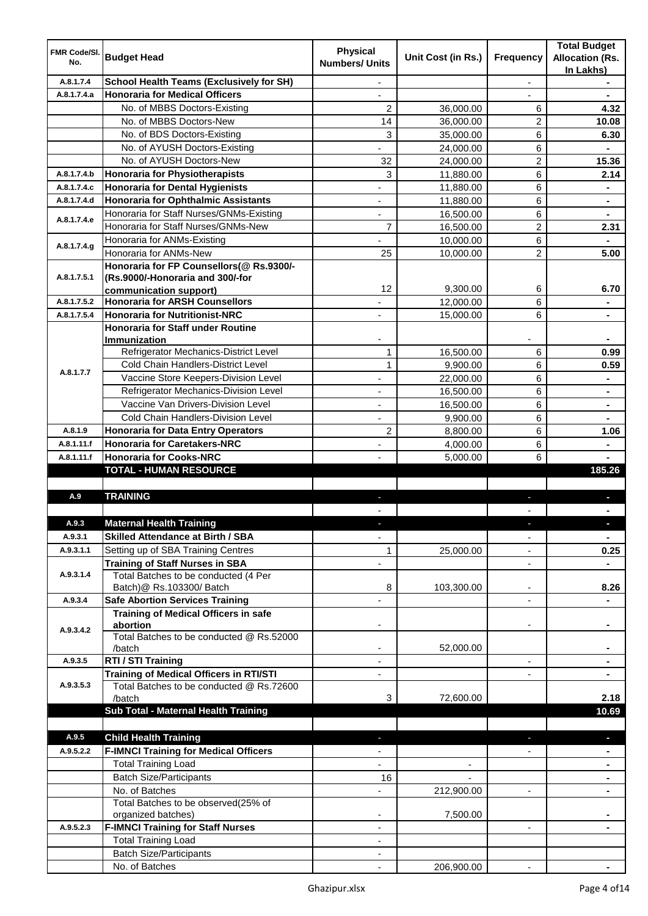| FMR Code/Sl. No. | Budget Head | Physical Numbers/ Units | Unit Cost (in Rs.) | Frequency | Total Budget Allocation (Rs. In Lakhs) |
|---|---|---|---|---|---|
| A.8.1.7.4 | **School Health Teams (Exclusively for SH)** | - | | - | - |
| A.8.1.7.4.a | **Honoraria for Medical Officers** | - | | - | - |
| | No. of MBBS Doctors-Existing | 2 | 36,000.00 | 6 | **4.32** |
| | No. of MBBS Doctors-New | 14 | 36,000.00 | 2 | **10.08** |
| | No. of BDS Doctors-Existing | 3 | 35,000.00 | 6 | **6.30** |
| | No. of AYUSH Doctors-Existing | - | 24,000.00 | 6 | - |
| | No. of AYUSH Doctors-New | 32 | 24,000.00 | 2 | **15.36** |
| A.8.1.7.4.b | **Honoraria for Physiotherapists** | 3 | 11,880.00 | 6 | **2.14** |
| A.8.1.7.4.c | **Honoraria for Dental Hygienists** | - | 11,880.00 | 6 | - |
| A.8.1.7.4.d | **Honoraria for Ophthalmic Assistants** | - | 11,880.00 | 6 | - |
| A.8.1.7.4.e | Honoraria for Staff Nurses/GNMs-Existing | - | 16,500.00 | 6 | - |
| | Honoraria for Staff Nurses/GNMs-New | 7 | 16,500.00 | 2 | **2.31** |
| A.8.1.7.4.g | Honoraria for ANMs-Existing | - | 10,000.00 | 6 | - |
| | Honoraria for ANMs-New | 25 | 10,000.00 | 2 | **5.00** |
| A.8.1.7.5.1 | **Honoraria for FP Counsellors(@ Rs.9300/- (Rs.9000/-Honoraria and 300/-for communication support)** | 12 | 9,300.00 | 6 | **6.70** |
| A.8.1.7.5.2 | **Honoraria for ARSH Counsellors** | - | 12,000.00 | 6 | - |
| A.8.1.7.5.4 | **Honoraria for Nutritionist-NRC** | - | 15,000.00 | 6 | - |
| A.8.1.7.7 | **Honoraria for Staff under Routine Immunization** | - | | - | - |
| | Refrigerator Mechanics-District Level | 1 | 16,500.00 | 6 | **0.99** |
| | Cold Chain Handlers-District Level | 1 | 9,900.00 | 6 | **0.59** |
| | Vaccine Store Keepers-Division Level | - | 22,000.00 | 6 | - |
| | Refrigerator Mechanics-Division Level | - | 16,500.00 | 6 | - |
| | Vaccine Van Drivers-Division Level | - | 16,500.00 | 6 | - |
| | Cold Chain Handlers-Division Level | - | 9,900.00 | 6 | - |
| A.8.1.9 | **Honoraria for Data Entry Operators** | 2 | 8,800.00 | 6 | **1.06** |
| A.8.1.11.f | **Honoraria for Caretakers-NRC** | - | 4,000.00 | 6 | - |
| A.8.1.11.f | **Honoraria for Cooks-NRC** | - | 5,000.00 | 6 | - |
| | **TOTAL - HUMAN RESOURCE** | | | | **185.26** |
| | | | | | |
| **A.9** | **TRAINING** | - | | - | - |
| | | - | | - | - |
| **A.9.3** | **Maternal Health Training** | - | | - | - |
| A.9.3.1 | **Skilled Attendance at Birth / SBA** | - | | - | - |
| A.9.3.1.1 | Setting up of SBA Training Centres | 1 | 25,000.00 | - | **0.25** |
| A.9.3.1.4 | **Training of Staff Nurses in SBA** | - | | - | - |
| | Total Batches to be conducted (4 Per Batch)@ Rs.103300/ Batch | 8 | 103,300.00 | - | **8.26** |
| A.9.3.4 | **Safe Abortion Services Training** | - | | - | - |
| A.9.3.4.2 | **Training of Medical Officers in safe abortion** | - | | - | - |
| | Total Batches to be conducted @ Rs.52000 /batch | - | 52,000.00 | | - |
| A.9.3.5 | **RTI / STI Training** | - | | - | - |
| A.9.3.5.3 | **Training of Medical Officers in RTI/STI** | - | | - | - |
| | Total Batches to be conducted @ Rs.72600 /batch | 3 | 72,600.00 | | **2.18** |
| | **Sub Total - Maternal Health Training** | | | | **10.69** |
| | | | | | |
| **A.9.5** | **Child Health Training** | - | | - | - |
| A.9.5.2.2 | **F-IMNCI Training for Medical Officers** | - | | - | - |
| | Total Training Load | - | - | | - |
| | Batch Size/Participants | 16 | - | | - |
| | No. of Batches | - | 212,900.00 | - | - |
| | Total Batches to be observed(25% of organized batches) | - | 7,500.00 | | - |
| A.9.5.2.3 | **F-IMNCI Training for Staff Nurses** | - | | - | - |
| | Total Training Load | - | | | |
| | Batch Size/Participants | - | | | |
| | No. of Batches | - | 206,900.00 | - | - |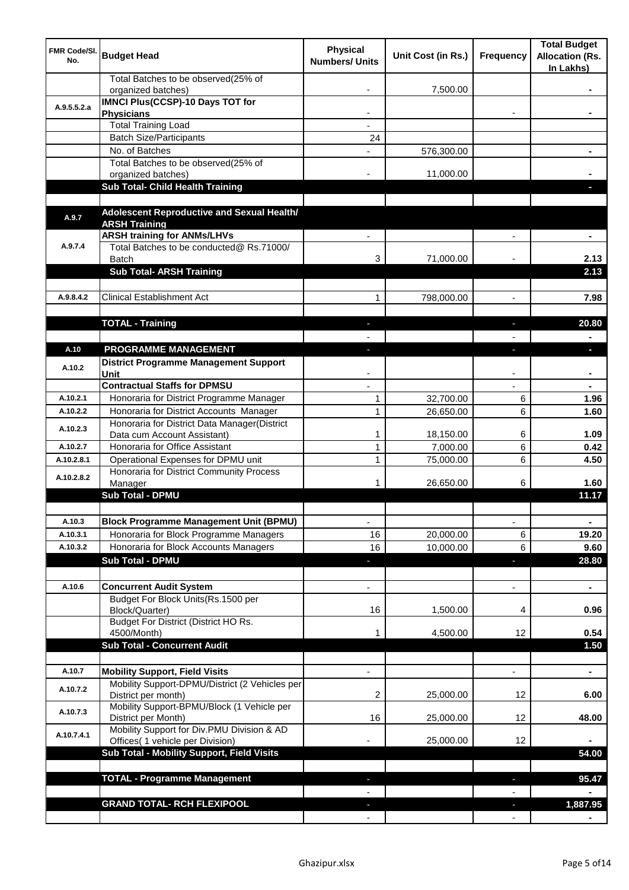| FMR Code/Sl. No. | Budget Head | Physical Numbers/ Units | Unit Cost (in Rs.) | Frequency | Total Budget Allocation (Rs. In Lakhs) |
|---|---|---|---|---|---|
| | Total Batches to be observed(25% of organized batches) | - | 7,500.00 | | - |
| A.9.5.5.2.a | **IMNCI Plus(CCSP)-10 Days TOT for Physicians** | - | | - | - |
| | Total Training Load | - | | | |
| | Batch Size/Participants | 24 | | | |
| | No. of Batches | - | 576,300.00 | | - |
| | Total Batches to be observed(25% of organized batches) | - | 11,000.00 | | - |
| | **Sub Total- Child Health Training** | | | | - |
| | | | | | |
| A.9.7 | **Adolescent Reproductive and Sexual Health/ ARSH Training** | | | | |
| | **ARSH training for ANMs/LHVs** | - | | - | - |
| A.9.7.4 | Total Batches to be conducted@ Rs.71000/ Batch | 3 | 71,000.00 | - | 2.13 |
| | **Sub Total- ARSH Training** | | | | 2.13 |
| | | | | | |
| A.9.8.4.2 | Clinical Establishment Act | 1 | 798,000.00 | - | 7.98 |
| | | | | | |
| | **TOTAL - Training** | - | | - | 20.80 |
| | | - | | - | - |
| A.10 | **PROGRAMME MANAGEMENT** | - | | - | - |
| A.10.2 | **District Programme Management Support Unit** | - | | - | - |
| | **Contractual Staffs for DPMSU** | - | | - | - |
| A.10.2.1 | Honoraria for District Programme Manager | 1 | 32,700.00 | 6 | 1.96 |
| A.10.2.2 | Honoraria for District Accounts Manager | 1 | 26,650.00 | 6 | 1.60 |
| A.10.2.3 | Honoraria for District Data Manager(District Data cum Account Assistant) | 1 | 18,150.00 | 6 | 1.09 |
| A.10.2.7 | Honoraria for Office Assistant | 1 | 7,000.00 | 6 | 0.42 |
| A.10.2.8.1 | Operational Expenses for DPMU unit | 1 | 75,000.00 | 6 | 4.50 |
| A.10.2.8.2 | Honoraria for District Community Process Manager | 1 | 26,650.00 | 6 | 1.60 |
| | **Sub Total - DPMU** | | | | 11.17 |
| | | | | | |
| A.10.3 | **Block Programme Management Unit (BPMU)** | - | | - | - |
| A.10.3.1 | Honoraria for Block Programme Managers | 16 | 20,000.00 | 6 | 19.20 |
| A.10.3.2 | Honoraria for Block Accounts Managers | 16 | 10,000.00 | 6 | 9.60 |
| | **Sub Total - DPMU** | - | | - | 28.80 |
| | | | | | |
| A.10.6 | **Concurrent Audit System** | - | | - | - |
| | Budget For Block Units(Rs.1500 per Block/Quarter) | 16 | 1,500.00 | 4 | 0.96 |
| | Budget For District (District HO Rs. 4500/Month) | 1 | 4,500.00 | 12 | 0.54 |
| | **Sub Total - Concurrent Audit** | | | | 1.50 |
| | | | | | |
| A.10.7 | **Mobility Support, Field Visits** | - | | - | - |
| A.10.7.2 | Mobility Support-DPMU/District (2 Vehicles per District per month) | 2 | 25,000.00 | 12 | 6.00 |
| A.10.7.3 | Mobility Support-BPMU/Block (1 Vehicle per District per Month) | 16 | 25,000.00 | 12 | 48.00 |
| A.10.7.4.1 | Mobility Support for Div.PMU Division & AD Offices( 1 vehicle per Division) | - | 25,000.00 | 12 | - |
| | **Sub Total - Mobility Support, Field Visits** | | | | 54.00 |
| | | | | | |
| | **TOTAL - Programme Management** | - | | - | 95.47 |
| | | - | | - | - |
| | **GRAND TOTAL- RCH FLEXIPOOL** | - | | - | 1,887.95 |
| | | - | | - | - |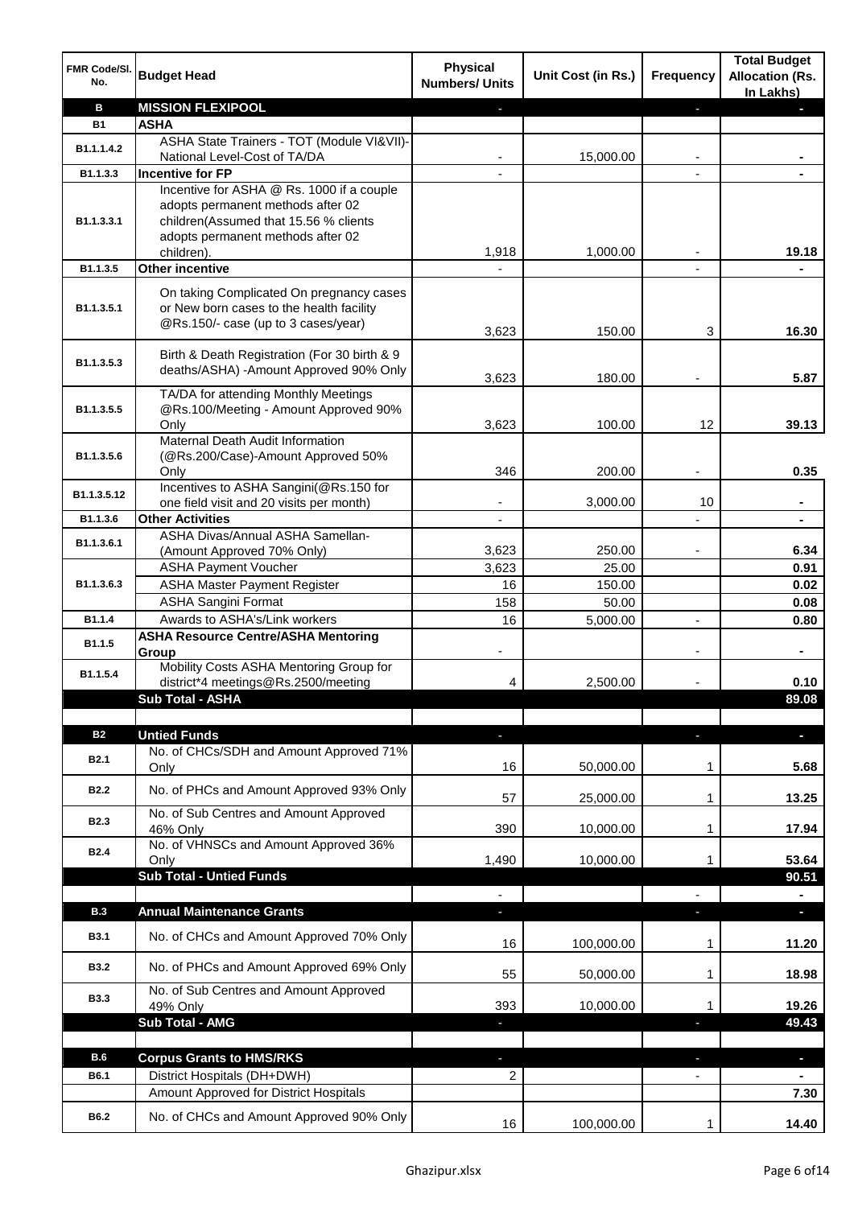| FMR Code/Sl. No. | Budget Head | Physical Numbers/ Units | Unit Cost (in Rs.) | Frequency | Total Budget Allocation (Rs. In Lakhs) |
|---|---|---|---|---|---|
| **B** | **MISSION FLEXIPOOL** | - | | - | - |
| **B1** | **ASHA** | | | | |
| B1.1.1.4.2 | ASHA State Trainers - TOT (Module VI&VII)-National Level-Cost of TA/DA | - | 15,000.00 | - | - |
| B1.1.3.3 | **Incentive for FP** | - | | - | - |
| B1.1.3.3.1 | Incentive for ASHA @ Rs. 1000 if a couple adopts permanent methods after 02 children(Assumed that 15.56 % clients adopts permanent methods after 02 children). | 1,918 | 1,000.00 | - | 19.18 |
| B1.1.3.5 | **Other incentive** | - | | - | - |
| B1.1.3.5.1 | On taking Complicated On pregnancy cases or New born cases to the health facility @Rs.150/- case (up to 3 cases/year) | 3,623 | 150.00 | 3 | 16.30 |
| B1.1.3.5.3 | Birth & Death Registration (For 30 birth & 9 deaths/ASHA) -Amount Approved 90% Only | 3,623 | 180.00 | - | 5.87 |
| B1.1.3.5.5 | TA/DA for attending Monthly Meetings @Rs.100/Meeting - Amount Approved 90% Only | 3,623 | 100.00 | 12 | 39.13 |
| B1.1.3.5.6 | Maternal Death Audit Information (@Rs.200/Case)-Amount Approved 50% Only | 346 | 200.00 | - | 0.35 |
| B1.1.3.5.12 | Incentives to ASHA Sangini(@Rs.150 for one field visit and 20 visits per month) | - | 3,000.00 | 10 | - |
| B1.1.3.6 | **Other Activities** | - | | - | - |
| B1.1.3.6.1 | ASHA Divas/Annual ASHA Samellan-(Amount Approved 70% Only) | 3,623 | 250.00 | - | 6.34 |
| B1.1.3.6.3 | ASHA Payment Voucher | 3,623 | 25.00 | | 0.91 |
| | ASHA Master Payment Register | 16 | 150.00 | | 0.02 |
| | ASHA Sangini Format | 158 | 50.00 | | 0.08 |
| B1.1.4 | Awards to ASHA's/Link workers | 16 | 5,000.00 | - | 0.80 |
| B1.1.5 | **ASHA Resource Centre/ASHA Mentoring Group** | - | | - | - |
| B1.1.5.4 | Mobility Costs ASHA Mentoring Group for district*4 meetings@Rs.2500/meeting | 4 | 2,500.00 | - | 0.10 |
| | **Sub Total - ASHA** | | | | **89.08** |
| | | | | | |
| **B2** | **Untied Funds** | - | | - | - |
| B2.1 | No. of CHCs/SDH and Amount Approved 71% Only | 16 | 50,000.00 | 1 | 5.68 |
| B2.2 | No. of PHCs and Amount Approved 93% Only | 57 | 25,000.00 | 1 | 13.25 |
| B2.3 | No. of Sub Centres and Amount Approved 46% Only | 390 | 10,000.00 | 1 | 17.94 |
| B2.4 | No. of VHNSCs and Amount Approved 36% Only | 1,490 | 10,000.00 | 1 | 53.64 |
| | **Sub Total - Untied Funds** | | | | **90.51** |
| | | - | | - | - |
| **B.3** | **Annual Maintenance Grants** | - | | - | - |
| B3.1 | No. of CHCs and Amount Approved 70% Only | 16 | 100,000.00 | 1 | 11.20 |
| B3.2 | No. of PHCs and Amount Approved 69% Only | 55 | 50,000.00 | 1 | 18.98 |
| B3.3 | No. of Sub Centres and Amount Approved 49% Only | 393 | 10,000.00 | 1 | 19.26 |
| | **Sub Total - AMG** | - | | - | **49.43** |
| | | | | | |
| **B.6** | **Corpus Grants to HMS/RKS** | - | | - | - |
| B6.1 | District Hospitals (DH+DWH) | 2 | | - | - |
| | Amount Approved for District Hospitals | | | | 7.30 |
| B6.2 | No. of CHCs and Amount Approved 90% Only | 16 | 100,000.00 | 1 | 14.40 |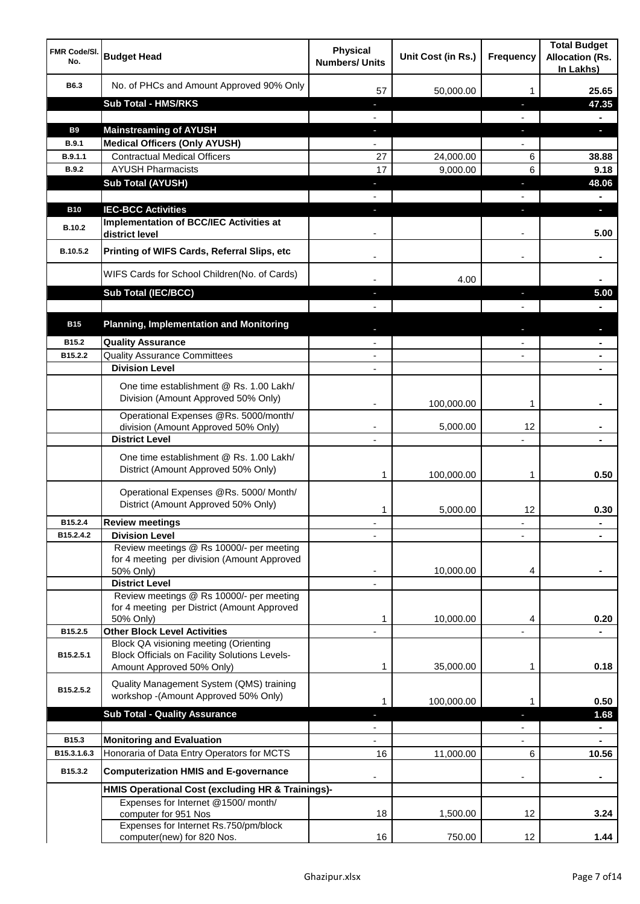| FMR Code/Sl. No. | Budget Head | Physical Numbers/ Units | Unit Cost (in Rs.) | Frequency | Total Budget Allocation (Rs. In Lakhs) |
|---|---|---|---|---|---|
| B6.3 | No. of PHCs and Amount Approved 90% Only | 57 | 50,000.00 | 1 | 25.65 |
| | **Sub Total - HMS/RKS** | - | | - | **47.35** |
| | | - | | - | - |
| **B9** | **Mainstreaming of AYUSH** | - | | - | - |
| **B.9.1** | **Medical Officers (Only AYUSH)** | - | | - | |
| B.9.1.1 | Contractual Medical Officers | 27 | 24,000.00 | 6 | 38.88 |
| B.9.2 | AYUSH Pharmacists | 17 | 9,000.00 | 6 | 9.18 |
| | **Sub Total (AYUSH)** | - | | - | **48.06** |
| | | - | | - | - |
| **B10** | **IEC-BCC Activities** | - | | - | - |
| B.10.2 | **Implementation of BCC/IEC Activities at district level** | - | | - | 5.00 |
| B.10.5.2 | **Printing of WIFS Cards, Referral Slips, etc** | - | | - | - |
| | WIFS Cards for School Children(No. of Cards) | - | 4.00 | | - |
| | **Sub Total (IEC/BCC)** | - | | - | **5.00** |
| | | - | | - | - |
| **B15** | **Planning, Implementation and Monitoring** | - | | - | - |
| B15.2 | **Quality Assurance** | - | | - | - |
| B15.2.2 | Quality Assurance Committees | - | | - | - |
| | **Division Level** | - | | | - |
| | One time establishment @ Rs. 1.00 Lakh/ Division (Amount Approved 50% Only) | - | 100,000.00 | 1 | - |
| | Operational Expenses @Rs. 5000/month/ division (Amount Approved 50% Only) | - | 5,000.00 | 12 | - |
| | **District Level** | - | | - | - |
| | One time establishment @ Rs. 1.00 Lakh/ District (Amount Approved 50% Only) | 1 | 100,000.00 | 1 | 0.50 |
| | Operational Expenses @Rs. 5000/ Month/ District (Amount Approved 50% Only) | 1 | 5,000.00 | 12 | 0.30 |
| B15.2.4 | **Review meetings** | - | | - | - |
| B15.2.4.2 | **Division Level** | - | | - | - |
| | Review meetings @ Rs 10000/- per meeting for 4 meeting per division (Amount Approved 50% Only) | - | 10,000.00 | 4 | - |
| | **District Level** | - | | | |
| | Review meetings @ Rs 10000/- per meeting for 4 meeting per District (Amount Approved 50% Only) | 1 | 10,000.00 | 4 | 0.20 |
| B15.2.5 | **Other Block Level Activities** | - | | - | - |
| B15.2.5.1 | Block QA visioning meeting (Orienting Block Officials on Facility Solutions Levels- Amount Approved 50% Only) | 1 | 35,000.00 | 1 | 0.18 |
| B15.2.5.2 | Quality Management System (QMS) training workshop -(Amount Approved 50% Only) | 1 | 100,000.00 | 1 | 0.50 |
| | **Sub Total - Quality Assurance** | - | | - | **1.68** |
| | | - | | - | - |
| B15.3 | **Monitoring and Evaluation** | - | | - | - |
| B15.3.1.6.3 | Honoraria of Data Entry Operators for MCTS | 16 | 11,000.00 | 6 | 10.56 |
| B15.3.2 | **Computerization HMIS and E-governance** | - | | - | - |
| | **HMIS Operational Cost (excluding HR & Trainings)-** | | | | |
| | Expenses for Internet @1500/ month/ computer for 951 Nos | 18 | 1,500.00 | 12 | 3.24 |
| | Expenses for Internet Rs.750/pm/block computer(new) for 820 Nos. | 16 | 750.00 | 12 | 1.44 |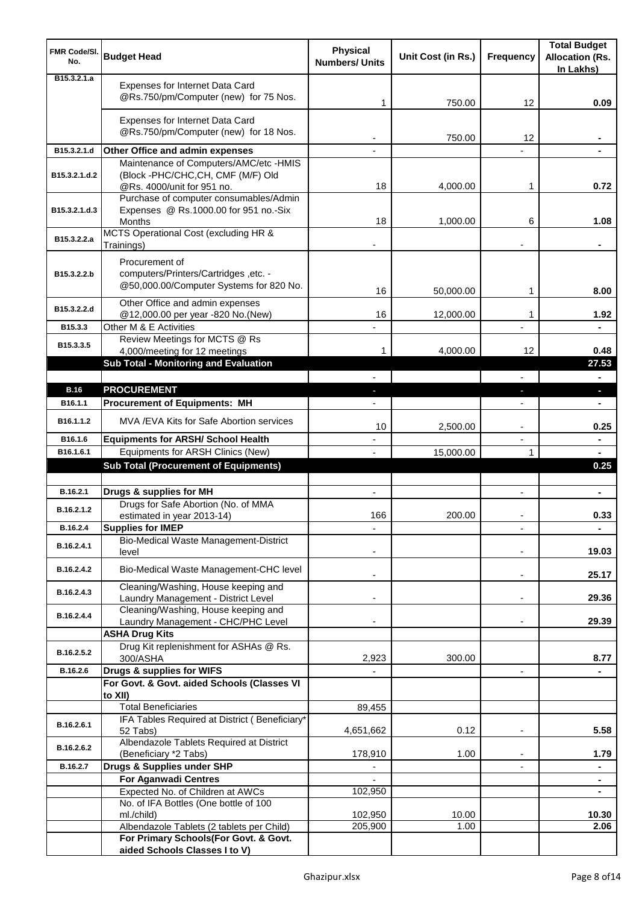| FMR Code/Sl. No. | Budget Head | Physical Numbers/ Units | Unit Cost (in Rs.) | Frequency | Total Budget Allocation (Rs. In Lakhs) |
|---|---|---|---|---|---|
| B15.3.2.1.a | Expenses for Internet Data Card @Rs.750/pm/Computer (new) for 75 Nos. | 1 | 750.00 | 12 | 0.09 |
| | Expenses for Internet Data Card @Rs.750/pm/Computer (new) for 18 Nos. | - | 750.00 | 12 | - |
| B15.3.2.1.d | **Other Office and admin expenses** | - | | - | - |
| B15.3.2.1.d.2 | Maintenance of Computers/AMC/etc -HMIS (Block -PHC/CHC,CH, CMF (M/F) Old @Rs. 4000/unit for 951 no. | 18 | 4,000.00 | 1 | 0.72 |
| B15.3.2.1.d.3 | Purchase of computer consumables/Admin Expenses @ Rs.1000.00 for 951 no.-Six Months | 18 | 1,000.00 | 6 | 1.08 |
| B15.3.2.2.a | MCTS Operational Cost (excluding HR & Trainings) | - | | - | - |
| B15.3.2.2.b | Procurement of computers/Printers/Cartridges ,etc. - @50,000.00/Computer Systems for 820 No. | 16 | 50,000.00 | 1 | 8.00 |
| B15.3.2.2.d | Other Office and admin expenses @12,000.00 per year -820 No.(New) | 16 | 12,000.00 | 1 | 1.92 |
| B15.3.3 | Other M & E Activities | - | | - | - |
| B15.3.3.5 | Review Meetings for MCTS @ Rs 4,000/meeting for 12 meetings | 1 | 4,000.00 | 12 | 0.48 |
| | **Sub Total - Monitoring and Evaluation** | | | | **27.53** |
| | | - | | - | - |
| **B.16** | **PROCUREMENT** | - | | - | - |
| B16.1.1 | **Procurement of Equipments: MH** | - | | - | - |
| B16.1.1.2 | MVA /EVA Kits for Safe Abortion services | 10 | 2,500.00 | - | 0.25 |
| B16.1.6 | **Equipments for ARSH/ School Health** | - | | - | - |
| B16.1.6.1 | Equipments for ARSH Clinics (New) | - | 15,000.00 | 1 | - |
| | **Sub Total (Procurement of Equipments)** | | | | **0.25** |
| | | | | | |
| B.16.2.1 | **Drugs & supplies for MH** | - | | - | - |
| B.16.2.1.2 | Drugs for Safe Abortion (No. of MMA estimated in year 2013-14) | 166 | 200.00 | - | 0.33 |
| B.16.2.4 | **Supplies for IMEP** | - | | - | - |
| B.16.2.4.1 | Bio-Medical Waste Management-District level | - | | - | 19.03 |
| B.16.2.4.2 | Bio-Medical Waste Management-CHC level | - | | - | 25.17 |
| B.16.2.4.3 | Cleaning/Washing, House keeping and Laundry Management - District Level | - | | - | 29.36 |
| B.16.2.4.4 | Cleaning/Washing, House keeping and Laundry Management - CHC/PHC Level | - | | - | 29.39 |
| | **ASHA Drug Kits** | | | | |
| B.16.2.5.2 | Drug Kit replenishment for ASHAs @ Rs. 300/ASHA | 2,923 | 300.00 | | 8.77 |
| B.16.2.6 | **Drugs & supplies for WIFS** | - | | - | - |
| | **For Govt. & Govt. aided Schools (Classes VI to XII)** | | | | |
| | Total Beneficiaries | 89,455 | | | |
| B.16.2.6.1 | IFA Tables Required at District ( Beneficiary* 52 Tabs) | 4,651,662 | 0.12 | - | 5.58 |
| B.16.2.6.2 | Albendazole Tablets Required at District (Beneficiary *2 Tabs) | 178,910 | 1.00 | - | 1.79 |
| B.16.2.7 | **Drugs & Supplies under SHP** | - | | - | - |
| | **For Aganwadi Centres** | - | | | - |
| | Expected No. of Children at AWCs | 102,950 | | | - |
| | No. of IFA Bottles (One bottle of 100 ml./child) | 102,950 | 10.00 | | 10.30 |
| | Albendazole Tablets (2 tablets per Child) | 205,900 | 1.00 | | 2.06 |
| | **For Primary Schools(For Govt. & Govt. aided Schools Classes I to V)** | | | | |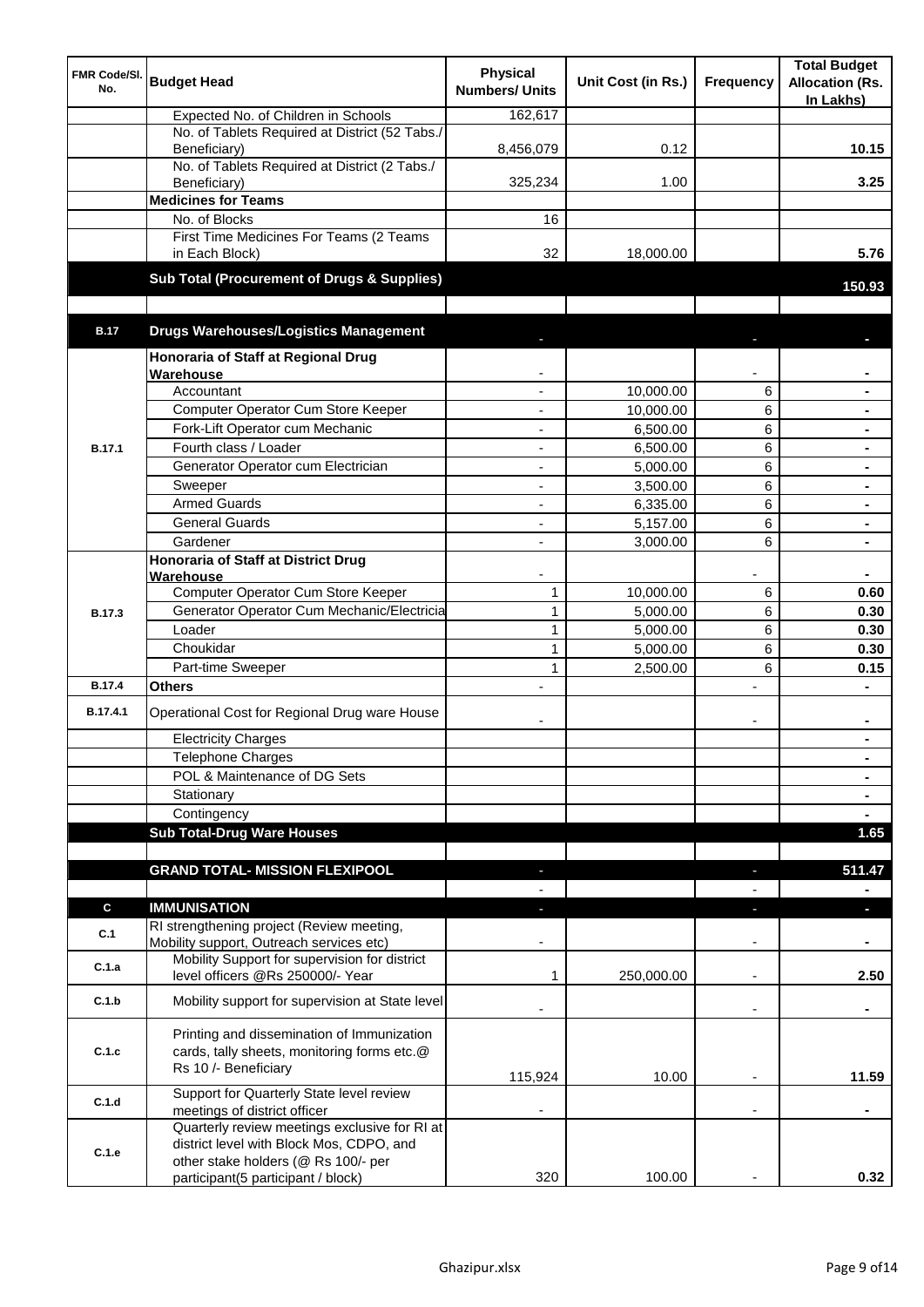| FMR Code/Sl. No. | Budget Head | Physical Numbers/ Units | Unit Cost (in Rs.) | Frequency | Total Budget Allocation (Rs. In Lakhs) |
|---|---|---|---|---|---|
| | Expected No. of Children in Schools | 162,617 | | | |
| | No. of Tablets Required at District (52 Tabs./ Beneficiary) | 8,456,079 | 0.12 | | 10.15 |
| | No. of Tablets Required at District (2 Tabs./ Beneficiary) | 325,234 | 1.00 | | 3.25 |
| | **Medicines for Teams** | | | | |
| | No. of Blocks | 16 | | | |
| | First Time Medicines For Teams (2 Teams in Each Block) | 32 | 18,000.00 | | 5.76 |
| | **Sub Total (Procurement of Drugs & Supplies)** | | | | **150.93** |
| | | | | | |
| **B.17** | **Drugs Warehouses/Logistics Management** | - | | - | - |
| B.17.1 | **Honoraria of Staff at Regional Drug Warehouse** | - | | - | - |
| | Accountant | - | 10,000.00 | 6 | - |
| | Computer Operator Cum Store Keeper | - | 10,000.00 | 6 | - |
| | Fork-Lift Operator cum Mechanic | - | 6,500.00 | 6 | - |
| | Fourth class / Loader | - | 6,500.00 | 6 | - |
| | Generator Operator cum Electrician | - | 5,000.00 | 6 | - |
| | Sweeper | - | 3,500.00 | 6 | - |
| | Armed Guards | - | 6,335.00 | 6 | - |
| | General Guards | - | 5,157.00 | 6 | - |
| | Gardener | - | 3,000.00 | 6 | - |
| B.17.3 | **Honoraria of Staff at District Drug Warehouse** | - | | - | - |
| | Computer Operator Cum Store Keeper | 1 | 10,000.00 | 6 | 0.60 |
| | Generator Operator Cum Mechanic/Electricia | 1 | 5,000.00 | 6 | 0.30 |
| | Loader | 1 | 5,000.00 | 6 | 0.30 |
| | Choukidar | 1 | 5,000.00 | 6 | 0.30 |
| | Part-time Sweeper | 1 | 2,500.00 | 6 | 0.15 |
| B.17.4 | **Others** | - | | - | - |
| B.17.4.1 | Operational Cost for Regional Drug ware House | - | | - | - |
| | Electricity Charges | | | | - |
| | Telephone Charges | | | | - |
| | POL & Maintenance of DG Sets | | | | - |
| | Stationary | | | | - |
| | Contingency | | | | - |
| | **Sub Total-Drug Ware Houses** | | | | **1.65** |
| | | | | | |
| | **GRAND TOTAL- MISSION FLEXIPOOL** | - | | - | **511.47** |
| | | - | | - | - |
| **C** | **IMMUNISATION** | - | | - | - |
| C.1 | RI strengthening project (Review meeting, Mobility support, Outreach services etc) | - | | - | - |
| C.1.a | Mobility Support for supervision for district level officers @Rs 250000/- Year | 1 | 250,000.00 | - | 2.50 |
| C.1.b | Mobility support for supervision at State level | - | | - | - |
| C.1.c | Printing and dissemination of Immunization cards, tally sheets, monitoring forms etc.@ Rs 10 /- Beneficiary | 115,924 | 10.00 | - | 11.59 |
| C.1.d | Support for Quarterly State level review meetings of district officer | - | | - | - |
| C.1.e | Quarterly review meetings exclusive for RI at district level with Block Mos, CDPO, and other stake holders (@ Rs 100/- per participant(5 participant / block) | 320 | 100.00 | - | 0.32 |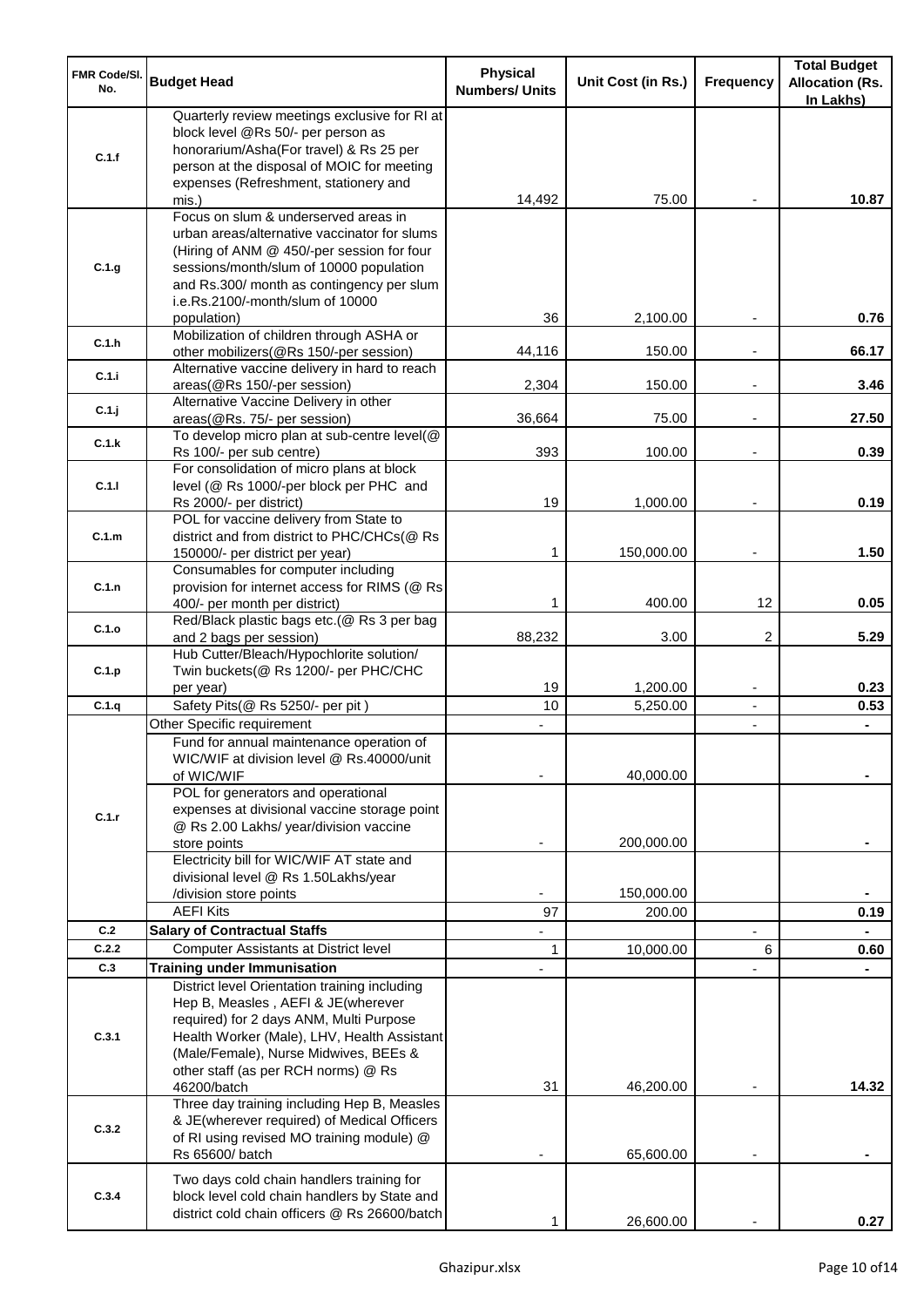| FMR Code/Sl. No. | Budget Head | Physical Numbers/ Units | Unit Cost (in Rs.) | Frequency | Total Budget Allocation (Rs. In Lakhs) |
|---|---|---|---|---|---|
| C.1.f | Quarterly review meetings exclusive for RI at block level @Rs 50/- per person as honorarium/Asha(For travel) & Rs 25 per person at the disposal of MOIC for meeting expenses (Refreshment, stationery and mis.) | 14,492 | 75.00 | - | 10.87 |
| C.1.g | Focus on slum & underserved areas in urban areas/alternative vaccinator for slums (Hiring of ANM @ 450/-per session for four sessions/month/slum of 10000 population and Rs.300/ month as contingency per slum i.e.Rs.2100/-month/slum of 10000 population) | 36 | 2,100.00 | - | 0.76 |
| C.1.h | Mobilization of children through ASHA or other mobilizers(@Rs 150/-per session) | 44,116 | 150.00 | - | 66.17 |
| C.1.i | Alternative vaccine delivery in hard to reach areas(@Rs 150/-per session) | 2,304 | 150.00 | - | 3.46 |
| C.1.j | Alternative Vaccine Delivery in other areas(@Rs. 75/- per session) | 36,664 | 75.00 | - | 27.50 |
| C.1.k | To develop micro plan at sub-centre level(@ Rs 100/- per sub centre) | 393 | 100.00 | - | 0.39 |
| C.1.l | For consolidation of micro plans at block level (@ Rs 1000/-per block per PHC and Rs 2000/- per district) | 19 | 1,000.00 | - | 0.19 |
| C.1.m | POL for vaccine delivery from State to district and from district to PHC/CHCs(@ Rs 150000/- per district per year) | 1 | 150,000.00 | - | 1.50 |
| C.1.n | Consumables for computer including provision for internet access for RIMS (@ Rs 400/- per month per district) | 1 | 400.00 | 12 | 0.05 |
| C.1.o | Red/Black plastic bags etc.(@ Rs 3 per bag and 2 bags per session) | 88,232 | 3.00 | 2 | 5.29 |
| C.1.p | Hub Cutter/Bleach/Hypochlorite solution/ Twin buckets(@ Rs 1200/- per PHC/CHC per year) | 19 | 1,200.00 | - | 0.23 |
| C.1.q | Safety Pits(@ Rs 5250/- per pit ) | 10 | 5,250.00 | - | 0.53 |
| C.1.r | Other Specific requirement | - | | - | - |
| | Fund for annual maintenance operation of WIC/WIF at division level @ Rs.40000/unit of WIC/WIF | - | 40,000.00 | | - |
| | POL for generators and operational expenses at divisional vaccine storage point @ Rs 2.00 Lakhs/ year/division vaccine store points | - | 200,000.00 | | - |
| | Electricity bill for WIC/WIF AT state and divisional level @ Rs 1.50Lakhs/year /division store points | - | 150,000.00 | | - |
| | AEFI Kits | 97 | 200.00 | | 0.19 |
| C.2 | **Salary of Contractual Staffs** | - | | - | - |
| C.2.2 | Computer Assistants at District level | 1 | 10,000.00 | 6 | 0.60 |
| C.3 | **Training under Immunisation** | - | | - | - |
| C.3.1 | District level Orientation training including Hep B, Measles , AEFI & JE(wherever required) for 2 days ANM, Multi Purpose Health Worker (Male), LHV, Health Assistant (Male/Female), Nurse Midwives, BEEs & other staff (as per RCH norms) @ Rs 46200/batch | 31 | 46,200.00 | - | 14.32 |
| C.3.2 | Three day training including Hep B, Measles & JE(wherever required) of Medical Officers of RI using revised MO training module) @ Rs 65600/ batch | - | 65,600.00 | - | - |
| C.3.4 | Two days cold chain handlers training for block level cold chain handlers by State and district cold chain officers @ Rs 26600/batch | 1 | 26,600.00 | - | 0.27 |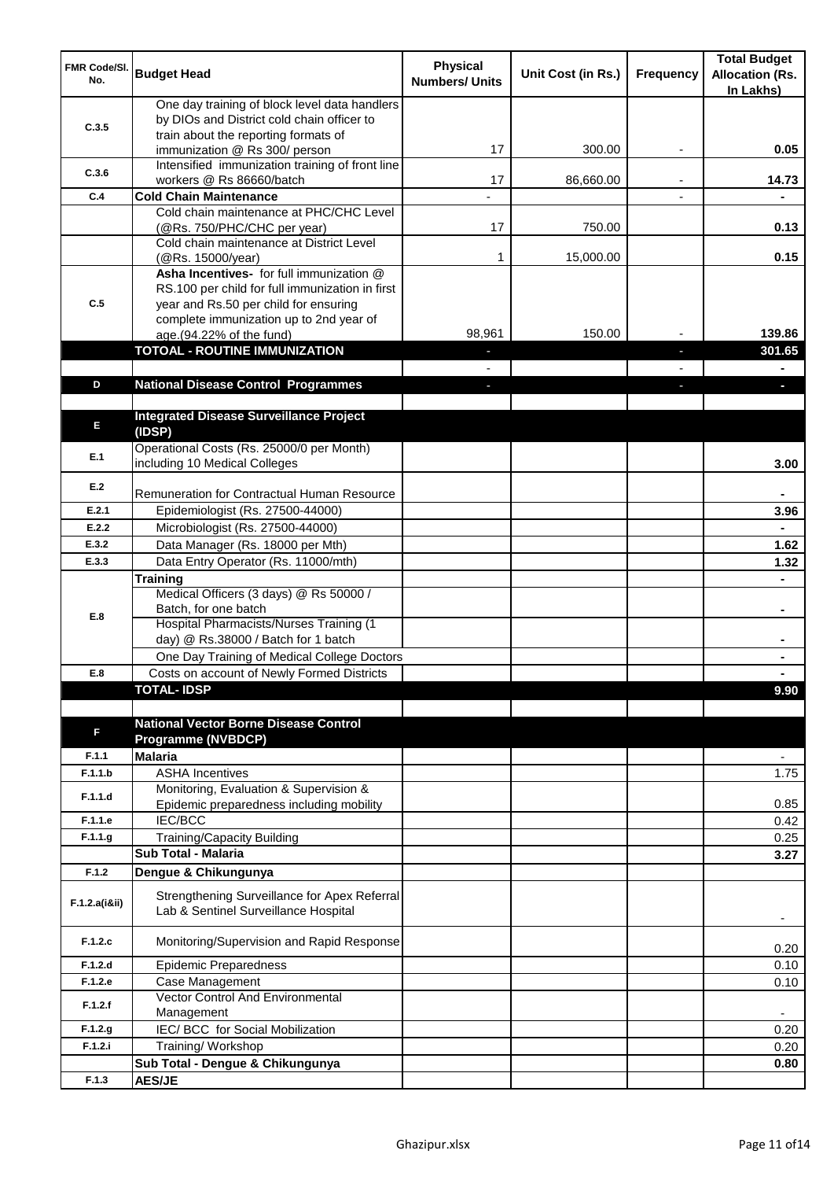| FMR Code/Sl. No. | Budget Head | Physical Numbers/ Units | Unit Cost (in Rs.) | Frequency | Total Budget Allocation (Rs. In Lakhs) |
|---|---|---|---|---|---|
| C.3.5 | One day training of block level data handlers by DIOs and District cold chain officer to train about the reporting formats of immunization @ Rs 300/ person | 17 | 300.00 | - | 0.05 |
| C.3.6 | Intensified immunization training of front line workers @ Rs 86660/batch | 17 | 86,660.00 | - | 14.73 |
| C.4 | **Cold Chain Maintenance** | - | | - | - |
| | Cold chain maintenance at PHC/CHC Level (@Rs. 750/PHC/CHC per year) | 17 | 750.00 | | 0.13 |
| | Cold chain maintenance at District Level (@Rs. 15000/year) | 1 | 15,000.00 | | 0.15 |
| C.5 | **Asha Incentives-** for full immunization @ RS.100 per child for full immunization in first year and Rs.50 per child for ensuring complete immunization up to 2nd year of age.(94.22% of the fund) | 98,961 | 150.00 | - | 139.86 |
| | **TOTOAL - ROUTINE IMMUNIZATION** | - | | - | **301.65** |
| | | - | | - | - |
| D | **National Disease Control Programmes** | - | | - | - |
| | | | | | |
| E | **Integrated Disease Surveillance Project (IDSP)** | | | | |
| E.1 | Operational Costs (Rs. 25000/0 per Month) including 10 Medical Colleges | | | | 3.00 |
| E.2 | Remuneration for Contractual Human Resource | | | | - |
| E.2.1 | Epidemiologist (Rs. 27500-44000) | | | | 3.96 |
| E.2.2 | Microbiologist (Rs. 27500-44000) | | | | - |
| E.3.2 | Data Manager (Rs. 18000 per Mth) | | | | 1.62 |
| E.3.3 | Data Entry Operator (Rs. 11000/mth) | | | | 1.32 |
| E.8 | **Training** | | | | - |
| | Medical Officers (3 days) @ Rs 50000 / Batch, for one batch | | | | - |
| | Hospital Pharmacists/Nurses Training (1 day) @ Rs.38000 / Batch for 1 batch | | | | - |
| | One Day Training of Medical College Doctors | | | | - |
| E.8 | Costs on account of Newly Formed Districts | | | | - |
| | **TOTAL- IDSP** | | | | **9.90** |
| | | | | | |
| F | **National Vector Borne Disease Control Programme (NVBDCP)** | | | | |
| F.1.1 | **Malaria** | | | | - |
| F.1.1.b | ASHA Incentives | | | | 1.75 |
| F.1.1.d | Monitoring, Evaluation & Supervision & Epidemic preparedness including mobility | | | | 0.85 |
| F.1.1.e | IEC/BCC | | | | 0.42 |
| F.1.1.g | Training/Capacity Building | | | | 0.25 |
| | **Sub Total - Malaria** | | | | **3.27** |
| F.1.2 | **Dengue & Chikungunya** | | | | |
| F.1.2.a(i&ii) | Strengthening Surveillance for Apex Referral Lab & Sentinel Surveillance Hospital | | | | - |
| F.1.2.c | Monitoring/Supervision and Rapid Response | | | | 0.20 |
| F.1.2.d | Epidemic Preparedness | | | | 0.10 |
| F.1.2.e | Case Management | | | | 0.10 |
| F.1.2.f | Vector Control And Environmental Management | | | | - |
| F.1.2.g | IEC/ BCC for Social Mobilization | | | | 0.20 |
| F.1.2.i | Training/ Workshop | | | | 0.20 |
| | **Sub Total - Dengue & Chikungunya** | | | | **0.80** |
| F.1.3 | **AES/JE** | | | | |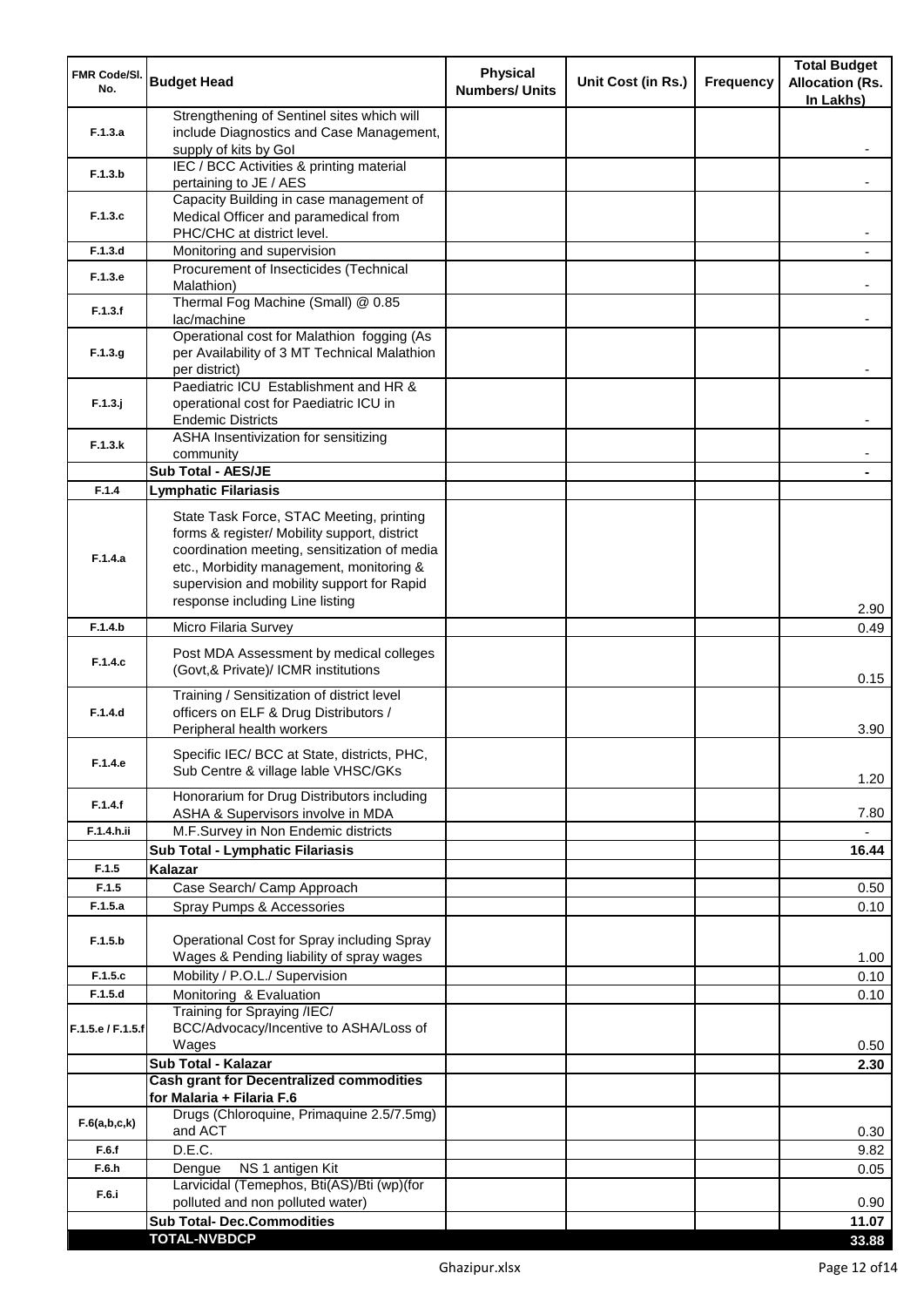| FMR Code/Sl. No. | Budget Head | Physical Numbers/ Units | Unit Cost (in Rs.) | Frequency | Total Budget Allocation (Rs. In Lakhs) |
|---|---|---|---|---|---|
| F.1.3.a | Strengthening of Sentinel sites which will include Diagnostics and Case Management, supply of kits by GoI | | | | - |
| F.1.3.b | IEC / BCC Activities & printing material pertaining to JE / AES | | | | - |
| F.1.3.c | Capacity Building in case management of Medical Officer and paramedical from PHC/CHC at district level. | | | | - |
| F.1.3.d | Monitoring and supervision | | | | - |
| F.1.3.e | Procurement of Insecticides (Technical Malathion) | | | | - |
| F.1.3.f | Thermal Fog Machine (Small) @ 0.85 lac/machine | | | | - |
| F.1.3.g | Operational cost for Malathion fogging (As per Availability of 3 MT Technical Malathion per district) | | | | - |
| F.1.3.j | Paediatric ICU Establishment and HR & operational cost for Paediatric ICU in Endemic Districts | | | | - |
| F.1.3.k | ASHA Insentivization for sensitizing community | | | | - |
| | **Sub Total - AES/JE** | | | | **-** |
| F.1.4 | **Lymphatic Filariasis** | | | | |
| F.1.4.a | State Task Force, STAC Meeting, printing forms & register/ Mobility support, district coordination meeting, sensitization of media etc., Morbidity management, monitoring & supervision and mobility support for Rapid response including Line listing | | | | 2.90 |
| F.1.4.b | Micro Filaria Survey | | | | 0.49 |
| F.1.4.c | Post MDA Assessment by medical colleges (Govt,& Private)/ ICMR institutions | | | | 0.15 |
| F.1.4.d | Training / Sensitization of district level officers on ELF & Drug Distributors / Peripheral health workers | | | | 3.90 |
| F.1.4.e | Specific IEC/ BCC at State, districts, PHC, Sub Centre & village lable VHSC/GKs | | | | 1.20 |
| F.1.4.f | Honorarium for Drug Distributors including ASHA & Supervisors involve in MDA | | | | 7.80 |
| F.1.4.h.ii | M.F.Survey in Non Endemic districts | | | | - |
| | **Sub Total - Lymphatic Filariasis** | | | | **16.44** |
| F.1.5 | **Kalazar** | | | | |
| F.1.5 | Case Search/ Camp Approach | | | | 0.50 |
| F.1.5.a | Spray Pumps & Accessories | | | | 0.10 |
| F.1.5.b | Operational Cost for Spray including Spray Wages & Pending liability of spray wages | | | | 1.00 |
| F.1.5.c | Mobility / P.O.L./ Supervision | | | | 0.10 |
| F.1.5.d | Monitoring & Evaluation | | | | 0.10 |
| F.1.5.e / F.1.5.f | Training for Spraying /IEC/ BCC/Advocacy/Incentive to ASHA/Loss of Wages | | | | 0.50 |
| | **Sub Total - Kalazar** | | | | **2.30** |
| | **Cash grant for Decentralized commodities for Malaria + Filaria F.6** | | | | |
| F.6(a,b,c,k) | Drugs (Chloroquine, Primaquine 2.5/7.5mg) and ACT | | | | 0.30 |
| F.6.f | D.E.C. | | | | 9.82 |
| F.6.h | Dengue NS 1 antigen Kit | | | | 0.05 |
| F.6.i | Larvicidal (Temephos, Bti(AS)/Bti (wp)(for polluted and non polluted water) | | | | 0.90 |
| | **Sub Total- Dec.Commodities** | | | | **11.07** |
| | **TOTAL-NVBDCP** | | | | **33.88** |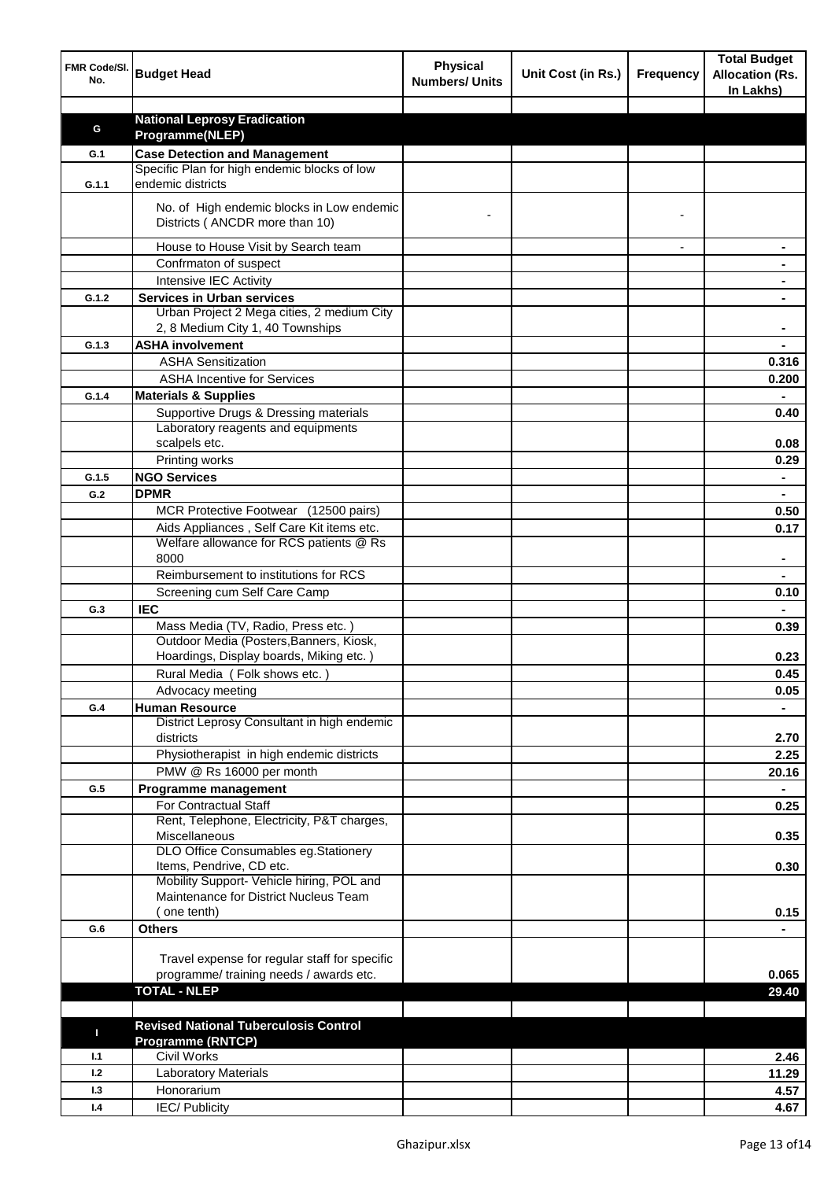| FMR Code/Sl. No. | Budget Head | Physical Numbers/ Units | Unit Cost (in Rs.) | Frequency | Total Budget Allocation (Rs. In Lakhs) |
|---|---|---|---|---|---|
| | | | | | |
| **G** | **National Leprosy Eradication Programme(NLEP)** | | | | |
| **G.1** | **Case Detection and Management** | | | | |
| **G.1.1** | Specific Plan for high endemic blocks of low endemic districts | | | | |
| | No. of High endemic blocks in Low endemic Districts ( ANCDR more than 10) | - | | - | |
| | House to House Visit by Search team | | | - | - |
| | Confrmaton of suspect | | | | - |
| | Intensive IEC Activity | | | | - |
| **G.1.2** | **Services in Urban services** | | | | - |
| | Urban Project 2 Mega cities, 2 medium City 2, 8 Medium City 1, 40 Townships | | | | - |
| **G.1.3** | **ASHA involvement** | | | | - |
| | ASHA Sensitization | | | | 0.316 |
| | ASHA Incentive for Services | | | | 0.200 |
| **G.1.4** | **Materials & Supplies** | | | | - |
| | Supportive Drugs & Dressing materials | | | | 0.40 |
| | Laboratory reagents and equipments scalpels etc. | | | | 0.08 |
| | Printing works | | | | 0.29 |
| **G.1.5** | **NGO Services** | | | | - |
| **G.2** | **DPMR** | | | | - |
| | MCR Protective Footwear (12500 pairs) | | | | 0.50 |
| | Aids Appliances , Self Care Kit items etc. | | | | 0.17 |
| | Welfare allowance for RCS patients @ Rs 8000 | | | | - |
| | Reimbursement to institutions for RCS | | | | - |
| | Screening cum Self Care Camp | | | | 0.10 |
| **G.3** | **IEC** | | | | - |
| | Mass Media (TV, Radio, Press etc. ) | | | | 0.39 |
| | Outdoor Media (Posters,Banners, Kiosk, Hoardings, Display boards, Miking etc. ) | | | | 0.23 |
| | Rural Media ( Folk shows etc. ) | | | | 0.45 |
| | Advocacy meeting | | | | 0.05 |
| **G.4** | **Human Resource** | | | | - |
| | District Leprosy Consultant in high endemic districts | | | | 2.70 |
| | Physiotherapist in high endemic districts | | | | 2.25 |
| | PMW @ Rs 16000 per month | | | | 20.16 |
| **G.5** | **Programme management** | | | | - |
| | For Contractual Staff | | | | 0.25 |
| | Rent, Telephone, Electricity, P&T charges, Miscellaneous | | | | 0.35 |
| | DLO Office Consumables eg.Stationery Items, Pendrive, CD etc. | | | | 0.30 |
| | Mobility Support- Vehicle hiring, POL and Maintenance for District Nucleus Team ( one tenth) | | | | 0.15 |
| **G.6** | **Others** | | | | - |
| | Travel expense for regular staff for specific programme/ training needs / awards etc. | | | | 0.065 |
| | **TOTAL - NLEP** | | | | **29.40** |
| | | | | | |
| **I** | **Revised National Tuberculosis Control Programme (RNTCP)** | | | | |
| **I.1** | Civil Works | | | | 2.46 |
| **I.2** | Laboratory Materials | | | | 11.29 |
| **I.3** | Honorarium | | | | 4.57 |
| **I.4** | IEC/ Publicity | | | | 4.67 |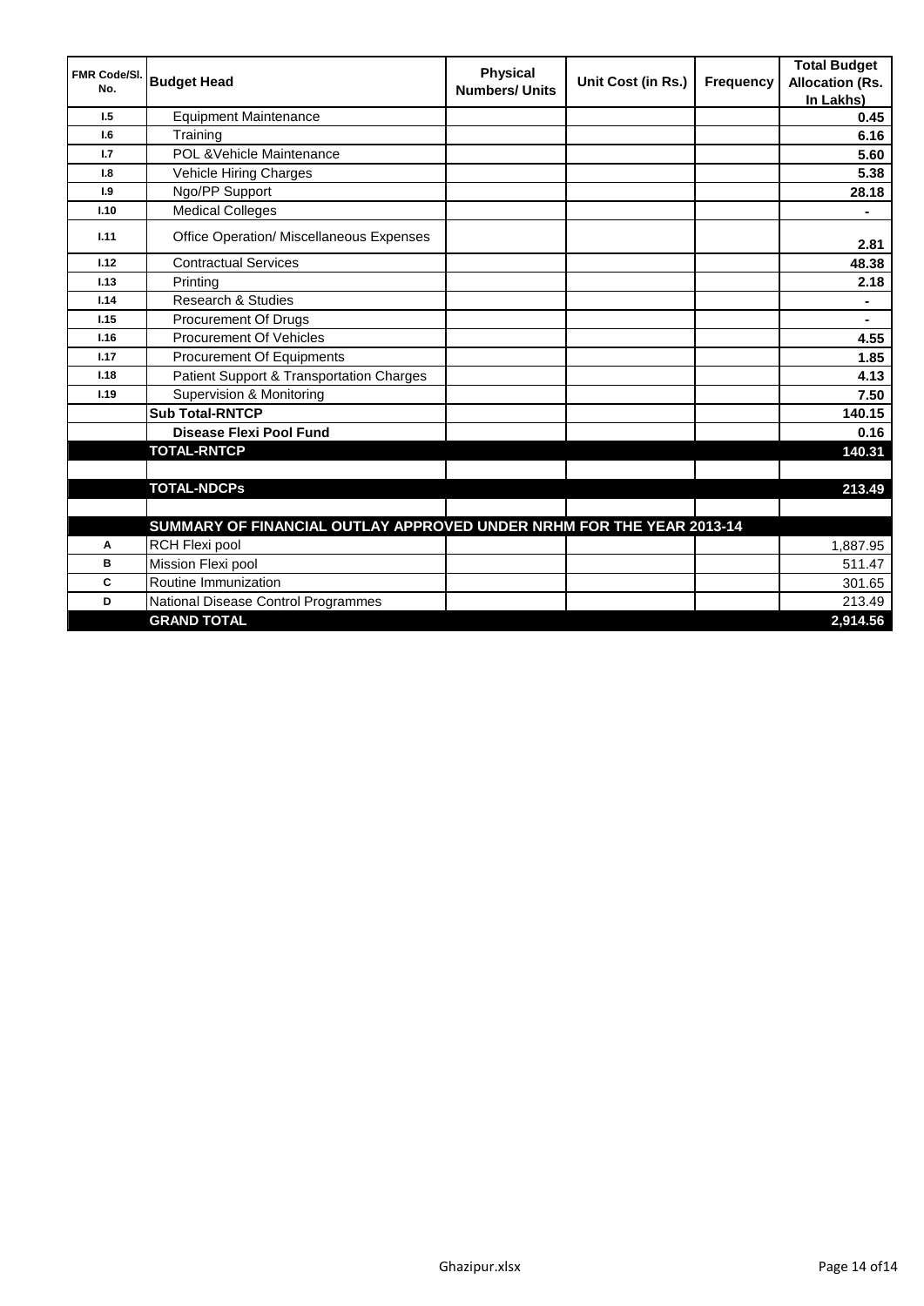| FMR Code/Sl. No. | Budget Head | Physical Numbers/ Units | Unit Cost (in Rs.) | Frequency | Total Budget Allocation (Rs. In Lakhs) |
|---|---|---|---|---|---|
| I.5 | Equipment Maintenance | | | | **0.45** |
| I.6 | Training | | | | **6.16** |
| I.7 | POL &Vehicle Maintenance | | | | **5.60** |
| I.8 | Vehicle Hiring Charges | | | | **5.38** |
| I.9 | Ngo/PP Support | | | | **28.18** |
| I.10 | Medical Colleges | | | | **-** |
| I.11 | Office Operation/ Miscellaneous Expenses | | | | **2.81** |
| I.12 | Contractual Services | | | | **48.38** |
| I.13 | Printing | | | | **2.18** |
| I.14 | Research & Studies | | | | **-** |
| I.15 | Procurement Of Drugs | | | | **-** |
| I.16 | Procurement Of Vehicles | | | | **4.55** |
| I.17 | Procurement Of Equipments | | | | **1.85** |
| I.18 | Patient Support & Transportation Charges | | | | **4.13** |
| I.19 | Supervision & Monitoring | | | | **7.50** |
| | **Sub Total-RNTCP** | | | | **140.15** |
| | **Disease Flexi Pool Fund** | | | | **0.16** |
| | **TOTAL-RNTCP** | | | | **140.31** |
| | | | | | |
| | **TOTAL-NDCPs** | | | | **213.49** |
| | | | | | |
| | **SUMMARY OF FINANCIAL OUTLAY APPROVED UNDER NRHM FOR THE YEAR 2013-14** | | | | |
| A | RCH Flexi pool | | | | 1,887.95 |
| B | Mission Flexi pool | | | | 511.47 |
| C | Routine Immunization | | | | 301.65 |
| D | National Disease Control Programmes | | | | 213.49 |
| | **GRAND TOTAL** | | | | **2,914.56** |